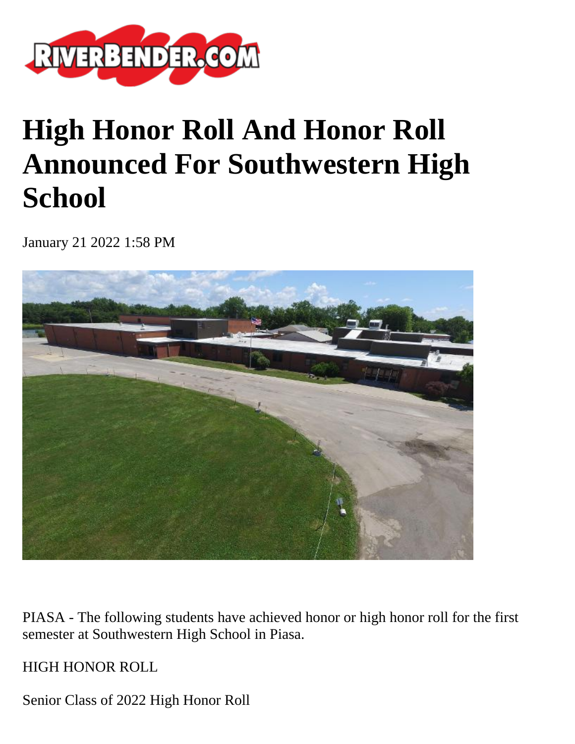# High Honor Roll And Honor Roll Announced For Southwestern High School

January 21 2022 1:58 PM

PIASA - The following students have achieved honor or high honor roll for the first semester at Southwestern High School in Piasa.

HIGH HONOR ROLL

Senior Class of 2022 High Honor Roll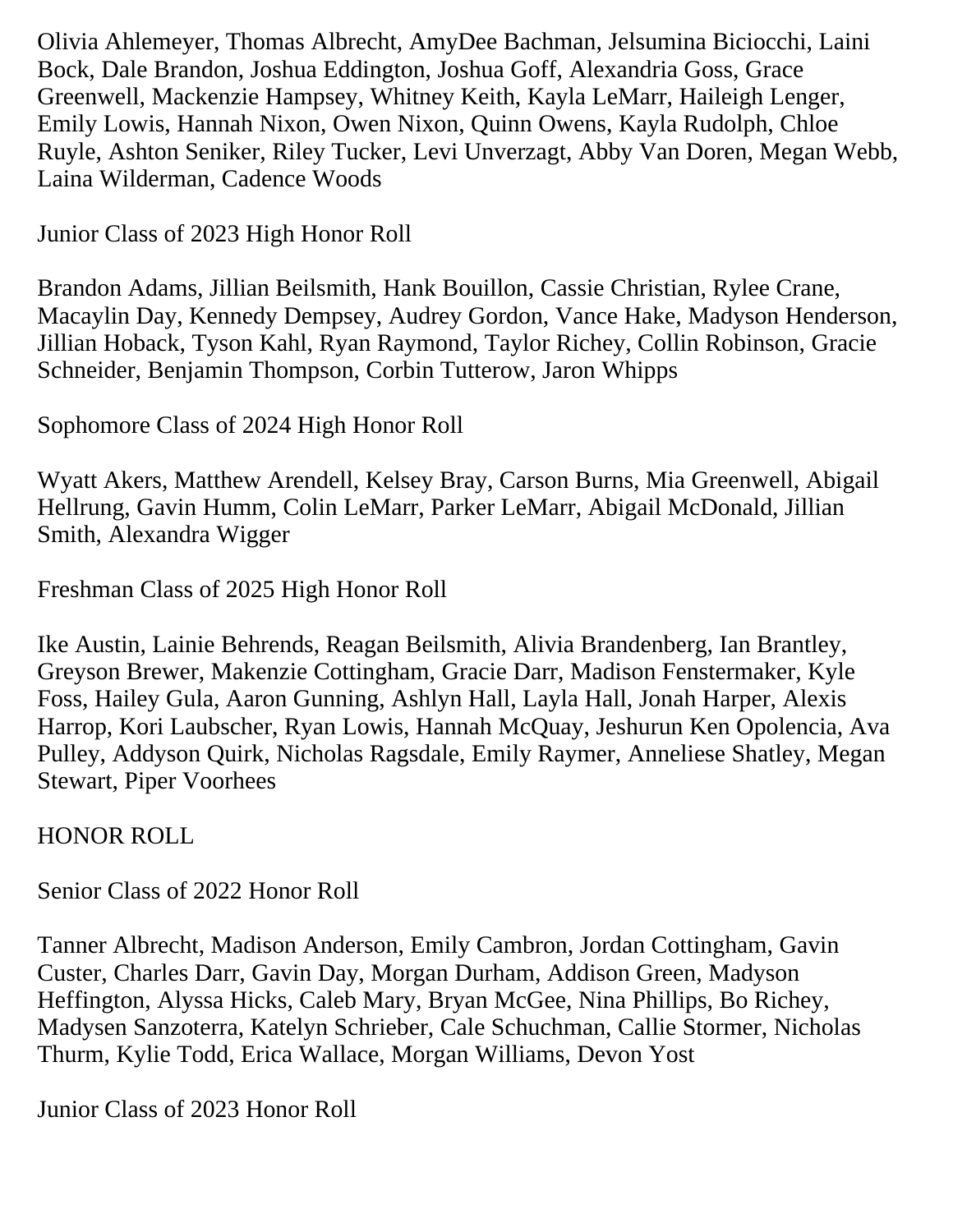Olivia Ahlemeyer, Thomas Albrecht, AmyDee Bachman, Jelsumina Biciocchi, Laini Bock, Dale Brandon, Joshua Eddington, Joshua Goff, Alexandria Goss, Grace Greenwell, Mackenzie Hampsey, Whitney Keith, Kayla LeMarr, Haileigh Lenger, Emily Lowis, Hannah Nixon, Owen Nixon, Quinn Owens, Kayla Rudolph, Chloe Ruyle, Ashton Seniker, Riley Tucker, Levi Unverzagt, Abby Van Doren, Megan Webb, Laina Wilderman, Cadence Woods

Junior Class of 2023 High Honor Roll

Brandon Adams, Jillian Beilsmith, Hank Bouillon, Cassie Christian, Rylee Crane, Macaylin Day, Kennedy Dempsey, Audrey Gordon, Vance Hake, Madyson Henderson, Jillian Hoback, Tyson Kahl, Ryan Raymond, Taylor Richey, Collin Robinson, Gracie Schneider, Benjamin Thompson, Corbin Tutterow, Jaron Whipps

Sophomore Class of 2024 High Honor Roll

Wyatt Akers, Matthew Arendell, Kelsey Bray, Carson Burns, Mia Greenwell, Abigail Hellrung, Gavin Humm, Colin LeMarr, Parker LeMarr, Abigail McDonald, Jillian Smith, Alexandra Wigger

Freshman Class of 2025 High Honor Roll

Ike Austin, Lainie Behrends, Reagan Beilsmith, Alivia Brandenberg, Ian Brantley, Greyson Brewer, Makenzie Cottingham, Gracie Darr, Madison Fenstermaker, Kyle Foss, Hailey Gula, Aaron Gunning, Ashlyn Hall, Layla Hall, Jonah Harper, Alexis Harrop, Kori Laubscher, Ryan Lowis, Hannah McQuay, Jeshurun Ken Opolencia, Ava Pulley, Addyson Quirk, Nicholas Ragsdale, Emily Raymer, Anneliese Shatley, Megan Stewart, Piper Voorhees

HONOR ROLL

Senior Class of 2022 Honor Roll

Tanner Albrecht, Madison Anderson, Emily Cambron, Jordan Cottingham, Gavin Custer, Charles Darr, Gavin Day, Morgan Durham, Addison Green, Madyson Heffington, Alyssa Hicks, Caleb Mary, Bryan McGee, Nina Phillips, Bo Richey, Madysen Sanzoterra, Katelyn Schrieber, Cale Schuchman, Callie Stormer, Nicholas Thurm, Kylie Todd, Erica Wallace, Morgan Williams, Devon Yost

Junior Class of 2023 Honor Roll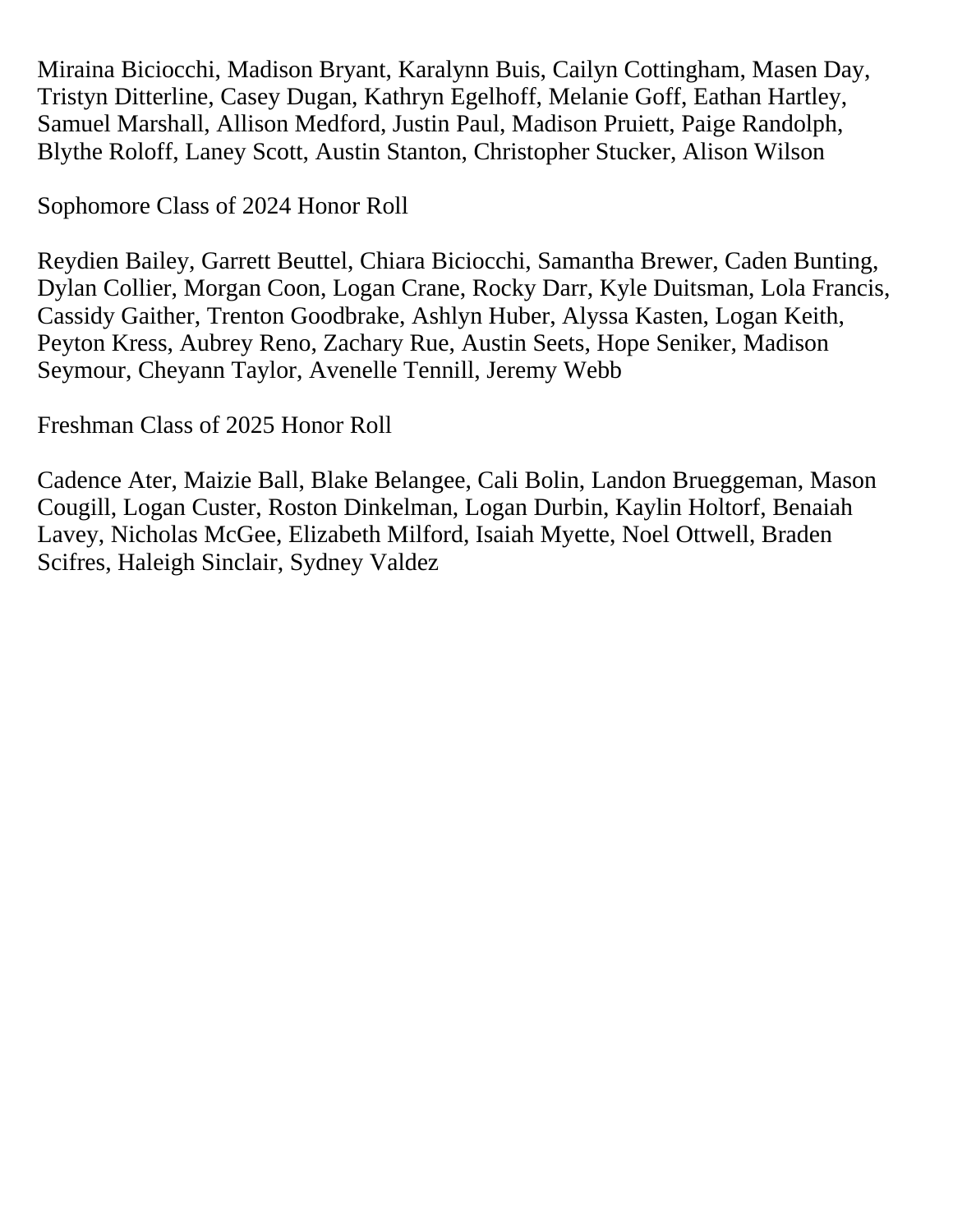Miraina Biciocchi, Madison Bryant, Karalynn Buis, Cailyn Cottingham, Masen Day, Tristyn Ditterline, Casey Dugan, Kathryn Egelhoff, Melanie Goff, Eathan Hartley, Samuel Marshall, Allison Medford, Justin Paul, Madison Pruiett, Paige Randolph, Blythe Roloff, Laney Scott, Austin Stanton, Christopher Stucker, Alison Wilson

Sophomore Class of 2024 Honor Roll

Reydien Bailey, Garrett Beuttel, Chiara Biciocchi, Samantha Brewer, Caden Bunting, Dylan Collier, Morgan Coon, Logan Crane, Rocky Darr, Kyle Duitsman, Lola Francis, Cassidy Gaither, Trenton Goodbrake, Ashlyn Huber, Alyssa Kasten, Logan Keith, Peyton Kress, Aubrey Reno, Zachary Rue, Austin Seets, Hope Seniker, Madison Seymour, Cheyann Taylor, Avenelle Tennill, Jeremy Webb

Freshman Class of 2025 Honor Roll

Cadence Ater, Maizie Ball, Blake Belangee, Cali Bolin, Landon Brueggeman, Mason Cougill, Logan Custer, Roston Dinkelman, Logan Durbin, Kaylin Holtorf, Benaiah Lavey, Nicholas McGee, Elizabeth Milford, Isaiah Myette, Noel Ottwell, Braden Scifres, Haleigh Sinclair, Sydney Valdez